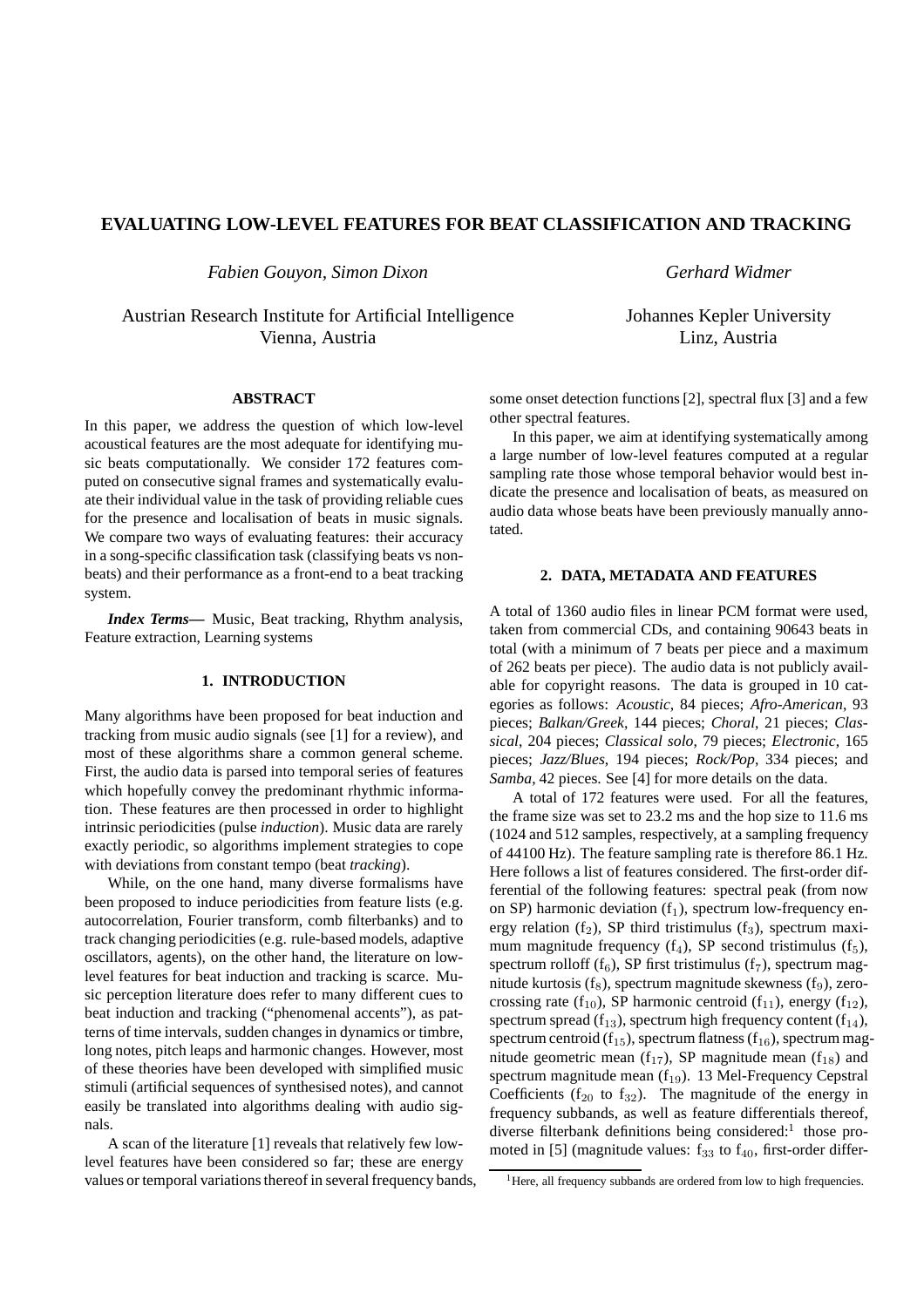# EVALUATING LOW-LEVEL FEATURES FOR BEAT CLASSIFICATION AND TRACKING

*Fabien Gouyon, Simon Dixon*

Austrian Research Institute for Artificial Intelligence
Vienna, Austria

*Gerhard Widmer*

Johannes Kepler University
Linz, Austria

## ABSTRACT

In this paper, we address the question of which low-level acoustical features are the most adequate for identifying music beats computationally. We consider 172 features computed on consecutive signal frames and systematically evaluate their individual value in the task of providing reliable cues for the presence and localisation of beats in music signals. We compare two ways of evaluating features: their accuracy in a song-specific classification task (classifying beats vs non-beats) and their performance as a front-end to a beat tracking system.

***Index Terms*—** Music, Beat tracking, Rhythm analysis, Feature extraction, Learning systems

## 1. INTRODUCTION

Many algorithms have been proposed for beat induction and tracking from music audio signals (see [1] for a review), and most of these algorithms share a common general scheme. First, the audio data is parsed into temporal series of features which hopefully convey the predominant rhythmic information. These features are then processed in order to highlight intrinsic periodicities (pulse *induction*). Music data are rarely exactly periodic, so algorithms implement strategies to cope with deviations from constant tempo (beat *tracking*).

While, on the one hand, many diverse formalisms have been proposed to induce periodicities from feature lists (e.g. autocorrelation, Fourier transform, comb filterbanks) and to track changing periodicities (e.g. rule-based models, adaptive oscillators, agents), on the other hand, the literature on low-level features for beat induction and tracking is scarce. Music perception literature does refer to many different cues to beat induction and tracking ("phenomenal accents"), as patterns of time intervals, sudden changes in dynamics or timbre, long notes, pitch leaps and harmonic changes. However, most of these theories have been developed with simplified music stimuli (artificial sequences of synthesised notes), and cannot easily be translated into algorithms dealing with audio signals.

A scan of the literature [1] reveals that relatively few low-level features have been considered so far; these are energy values or temporal variations thereof in several frequency bands, some onset detection functions [2], spectral flux [3] and a few other spectral features.

In this paper, we aim at identifying systematically among a large number of low-level features computed at a regular sampling rate those whose temporal behavior would best indicate the presence and localisation of beats, as measured on audio data whose beats have been previously manually annotated.

## 2. DATA, METADATA AND FEATURES

A total of 1360 audio files in linear PCM format were used, taken from commercial CDs, and containing 90643 beats in total (with a minimum of 7 beats per piece and a maximum of 262 beats per piece). The audio data is not publicly available for copyright reasons. The data is grouped in 10 categories as follows: *Acoustic*, 84 pieces; *Afro-American*, 93 pieces; *Balkan/Greek*, 144 pieces; *Choral*, 21 pieces; *Classical*, 204 pieces; *Classical solo*, 79 pieces; *Electronic*, 165 pieces; *Jazz/Blues*, 194 pieces; *Rock/Pop*, 334 pieces; and *Samba*, 42 pieces. See [4] for more details on the data.

A total of 172 features were used. For all the features, the frame size was set to 23.2 ms and the hop size to 11.6 ms (1024 and 512 samples, respectively, at a sampling frequency of 44100 Hz). The feature sampling rate is therefore 86.1 Hz. Here follows a list of features considered. The first-order differential of the following features: spectral peak (from now on SP) harmonic deviation ($f_1$), spectrum low-frequency energy relation ($f_2$), SP third tristimulus ($f_3$), spectrum maximum magnitude frequency ($f_4$), SP second tristimulus ($f_5$), spectrum rolloff ($f_6$), SP first tristimulus ($f_7$), spectrum magnitude kurtosis ($f_8$), spectrum magnitude skewness ($f_9$), zero-crossing rate ($f_{10}$), SP harmonic centroid ($f_{11}$), energy ($f_{12}$), spectrum spread ($f_{13}$), spectrum high frequency content ($f_{14}$), spectrum centroid ($f_{15}$), spectrum flatness ($f_{16}$), spectrum magnitude geometric mean ($f_{17}$), SP magnitude mean ($f_{18}$) and spectrum magnitude mean ($f_{19}$). 13 Mel-Frequency Cepstral Coefficients ($f_{20}$ to $f_{32}$). The magnitude of the energy in frequency subbands, as well as feature differentials thereof, diverse filterbank definitions being considered:[1] those promoted in [5] (magnitude values: $f_{33}$ to $f_{40}$, first-order differ-

[1] Here, all frequency subbands are ordered from low to high frequencies.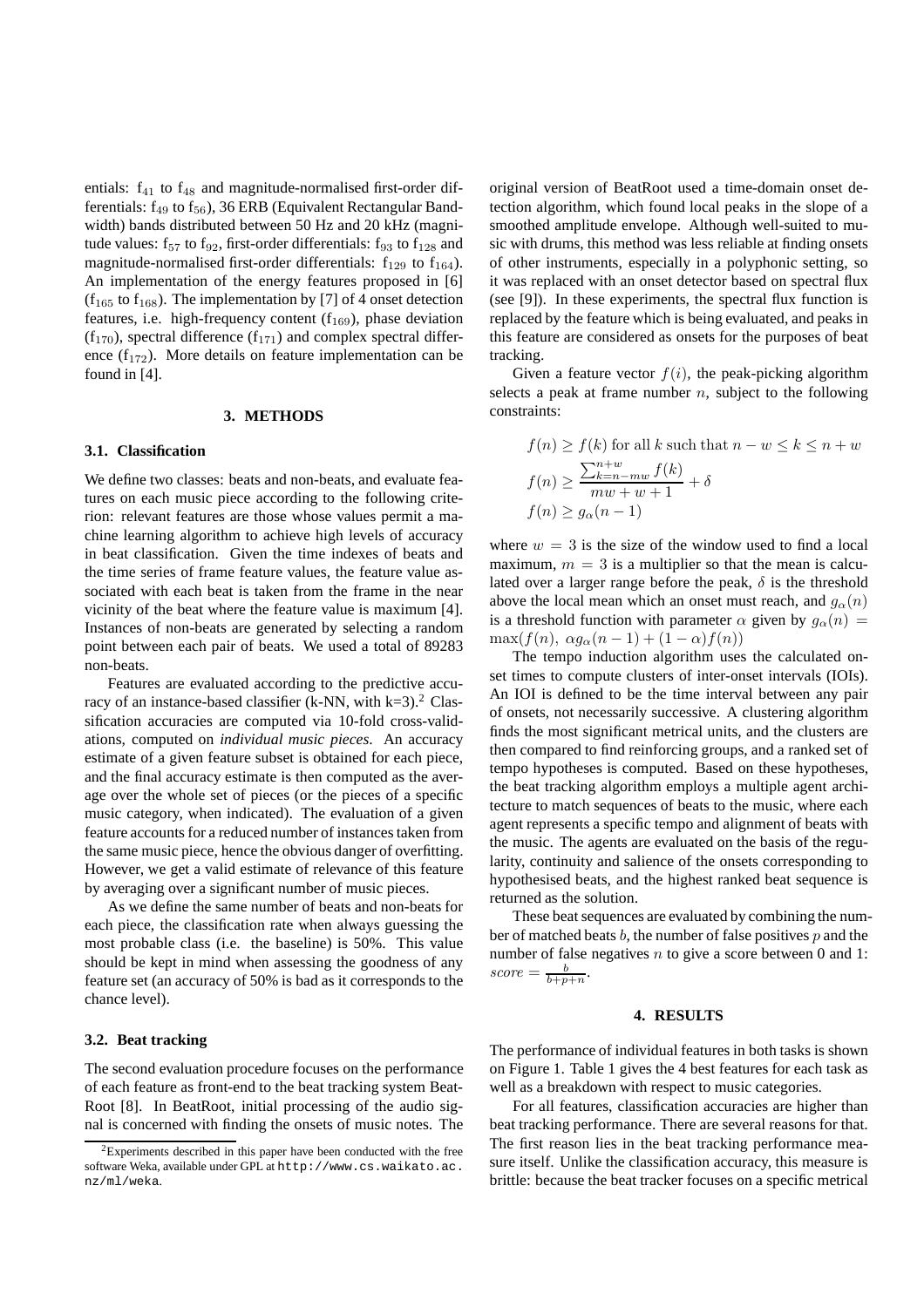entials: $f_{41}$ to $f_{48}$ and magnitude-normalised first-order differentials: $f_{49}$ to $f_{56}$), 36 ERB (Equivalent Rectangular Bandwidth) bands distributed between 50 Hz and 20 kHz (magnitude values: $f_{57}$ to $f_{92}$, first-order differentials: $f_{93}$ to $f_{128}$ and magnitude-normalised first-order differentials: $f_{129}$ to $f_{164}$). An implementation of the energy features proposed in [6] ($f_{165}$ to $f_{168}$). The implementation by [7] of 4 onset detection features, i.e. high-frequency content ($f_{169}$), phase deviation ($f_{170}$), spectral difference ($f_{171}$) and complex spectral difference ($f_{172}$). More details on feature implementation can be found in [4].

## 3. METHODS

### 3.1. Classification

We define two classes: beats and non-beats, and evaluate features on each music piece according to the following criterion: relevant features are those whose values permit a machine learning algorithm to achieve high levels of accuracy in beat classification. Given the time indexes of beats and the time series of frame feature values, the feature value associated with each beat is taken from the frame in the near vicinity of the beat where the feature value is maximum [4]. Instances of non-beats are generated by selecting a random point between each pair of beats. We used a total of 89283 non-beats.

Features are evaluated according to the predictive accuracy of an instance-based classifier (k-NN, with k=3).[2] Classification accuracies are computed via 10-fold cross-validations, computed on *individual music pieces*. An accuracy estimate of a given feature subset is obtained for each piece, and the final accuracy estimate is then computed as the average over the whole set of pieces (or the pieces of a specific music category, when indicated). The evaluation of a given feature accounts for a reduced number of instances taken from the same music piece, hence the obvious danger of overfitting. However, we get a valid estimate of relevance of this feature by averaging over a significant number of music pieces.

As we define the same number of beats and non-beats for each piece, the classification rate when always guessing the most probable class (i.e. the baseline) is 50%. This value should be kept in mind when assessing the goodness of any feature set (an accuracy of 50% is bad as it corresponds to the chance level).

### 3.2. Beat tracking

The second evaluation procedure focuses on the performance of each feature as front-end to the beat tracking system BeatRoot [8]. In BeatRoot, initial processing of the audio signal is concerned with finding the onsets of music notes. The original version of BeatRoot used a time-domain onset detection algorithm, which found local peaks in the slope of a smoothed amplitude envelope. Although well-suited to music with drums, this method was less reliable at finding onsets of other instruments, especially in a polyphonic setting, so it was replaced with an onset detector based on spectral flux (see [9]). In these experiments, the spectral flux function is replaced by the feature which is being evaluated, and peaks in this feature are considered as onsets for the purposes of beat tracking.

Given a feature vector $f(i)$, the peak-picking algorithm selects a peak at frame number $n$, subject to the following constraints:

$$f(n) \geq f(k) \text{ for all } k \text{ such that } n-w \leq k \leq n+w$$

$$f(n) \geq \frac{\sum_{k=n-mw}^{n+w} f(k)}{mw+w+1} + \delta$$

$$f(n) \geq g_\alpha(n-1)$$

where $w = 3$ is the size of the window used to find a local maximum, $m = 3$ is a multiplier so that the mean is calculated over a larger range before the peak, $\delta$ is the threshold above the local mean which an onset must reach, and $g_\alpha(n)$ is a threshold function with parameter $\alpha$ given by $g_\alpha(n) = \max(f(n),\ \alpha g_\alpha(n-1) + (1-\alpha)f(n))$

The tempo induction algorithm uses the calculated onset times to compute clusters of inter-onset intervals (IOIs). An IOI is defined to be the time interval between any pair of onsets, not necessarily successive. A clustering algorithm finds the most significant metrical units, and the clusters are then compared to find reinforcing groups, and a ranked set of tempo hypotheses is computed. Based on these hypotheses, the beat tracking algorithm employs a multiple agent architecture to match sequences of beats to the music, where each agent represents a specific tempo and alignment of beats with the music. The agents are evaluated on the basis of the regularity, continuity and salience of the onsets corresponding to hypothesised beats, and the highest ranked beat sequence is returned as the solution.

These beat sequences are evaluated by combining the number of matched beats $b$, the number of false positives $p$ and the number of false negatives $n$ to give a score between 0 and 1: $score = \frac{b}{b+p+n}$.

## 4. RESULTS

The performance of individual features in both tasks is shown on Figure 1. Table 1 gives the 4 best features for each task as well as a breakdown with respect to music categories.

For all features, classification accuracies are higher than beat tracking performance. There are several reasons for that. The first reason lies in the beat tracking performance measure itself. Unlike the classification accuracy, this measure is brittle: because the beat tracker focuses on a specific metrical

[2] Experiments described in this paper have been conducted with the free software Weka, available under GPL at http://www.cs.waikato.ac.nz/ml/weka.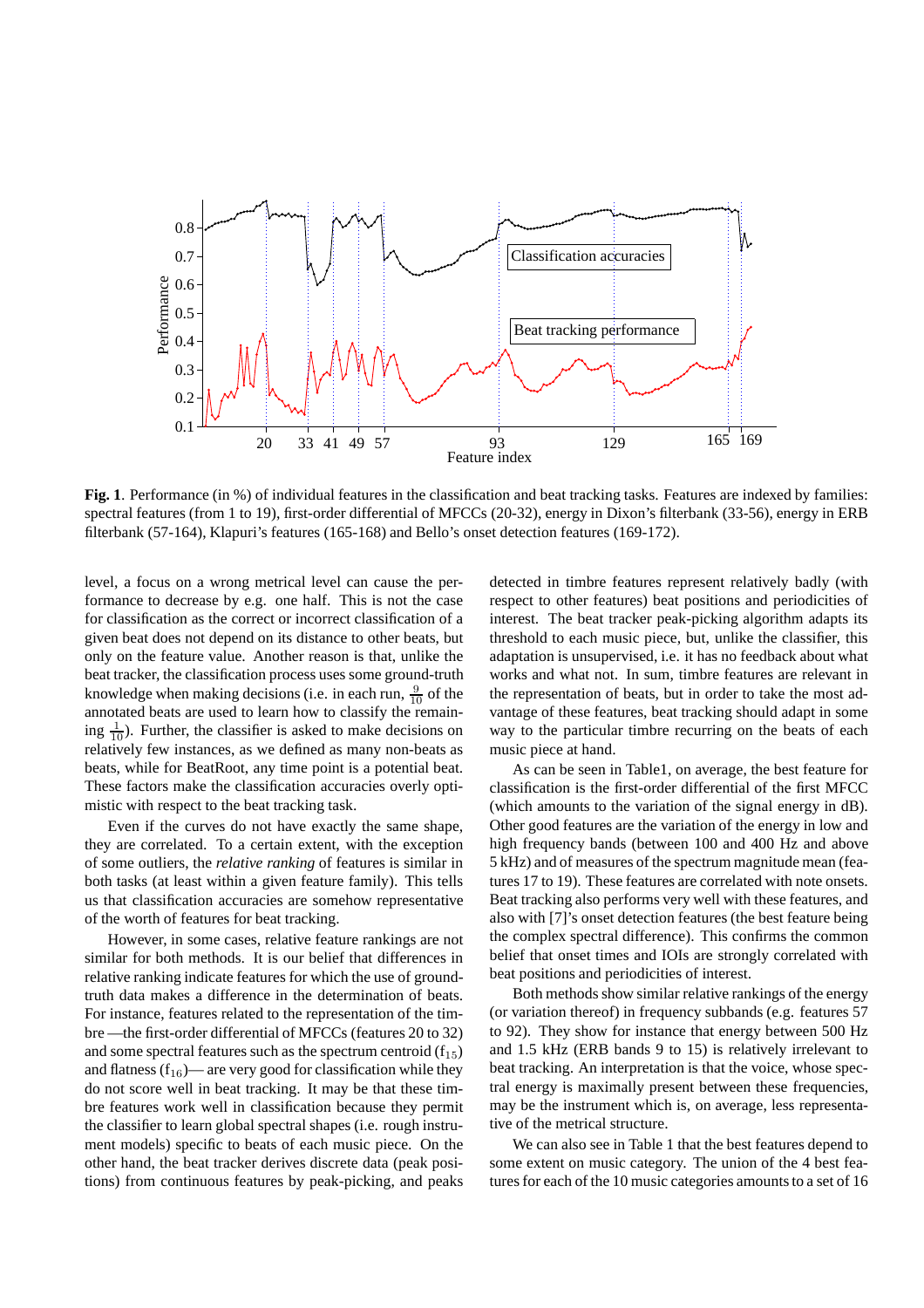**Fig. 1**. Performance (in %) of individual features in the classification and beat tracking tasks. Features are indexed by families: spectral features (from 1 to 19), first-order differential of MFCCs (20-32), energy in Dixon's filterbank (33-56), energy in ERB filterbank (57-164), Klapuri's features (165-168) and Bello's onset detection features (169-172).

level, a focus on a wrong metrical level can cause the performance to decrease by e.g. one half. This is not the case for classification as the correct or incorrect classification of a given beat does not depend on its distance to other beats, but only on the feature value. Another reason is that, unlike the beat tracker, the classification process uses some ground-truth knowledge when making decisions (i.e. in each run, $\frac{9}{10}$ of the annotated beats are used to learn how to classify the remaining $\frac{1}{10}$). Further, the classifier is asked to make decisions on relatively few instances, as we defined as many non-beats as beats, while for BeatRoot, any time point is a potential beat. These factors make the classification accuracies overly optimistic with respect to the beat tracking task.

Even if the curves do not have exactly the same shape, they are correlated. To a certain extent, with the exception of some outliers, the *relative ranking* of features is similar in both tasks (at least within a given feature family). This tells us that classification accuracies are somehow representative of the worth of features for beat tracking.

However, in some cases, relative feature rankings are not similar for both methods. It is our belief that differences in relative ranking indicate features for which the use of ground-truth data makes a difference in the determination of beats. For instance, features related to the representation of the timbre —the first-order differential of MFCCs (features 20 to 32) and some spectral features such as the spectrum centroid ($f_{15}$) and flatness ($f_{16}$)— are very good for classification while they do not score well in beat tracking. It may be that these timbre features work well in classification because they permit the classifier to learn global spectral shapes (i.e. rough instrument models) specific to beats of each music piece. On the other hand, the beat tracker derives discrete data (peak positions) from continuous features by peak-picking, and peaks detected in timbre features represent relatively badly (with respect to other features) beat positions and periodicities of interest. The beat tracker peak-picking algorithm adapts its threshold to each music piece, but, unlike the classifier, this adaptation is unsupervised, i.e. it has no feedback about what works and what not. In sum, timbre features are relevant in the representation of beats, but in order to take the most advantage of these features, beat tracking should adapt in some way to the particular timbre recurring on the beats of each music piece at hand.

As can be seen in Table1, on average, the best feature for classification is the first-order differential of the first MFCC (which amounts to the variation of the signal energy in dB). Other good features are the variation of the energy in low and high frequency bands (between 100 and 400 Hz and above 5 kHz) and of measures of the spectrum magnitude mean (features 17 to 19). These features are correlated with note onsets. Beat tracking also performs very well with these features, and also with [7]'s onset detection features (the best feature being the complex spectral difference). This confirms the common belief that onset times and IOIs are strongly correlated with beat positions and periodicities of interest.

Both methods show similar relative rankings of the energy (or variation thereof) in frequency subbands (e.g. features 57 to 92). They show for instance that energy between 500 Hz and 1.5 kHz (ERB bands 9 to 15) is relatively irrelevant to beat tracking. An interpretation is that the voice, whose spectral energy is maximally present between these frequencies, may be the instrument which is, on average, less representative of the metrical structure.

We can also see in Table 1 that the best features depend to some extent on music category. The union of the 4 best features for each of the 10 music categories amounts to a set of 16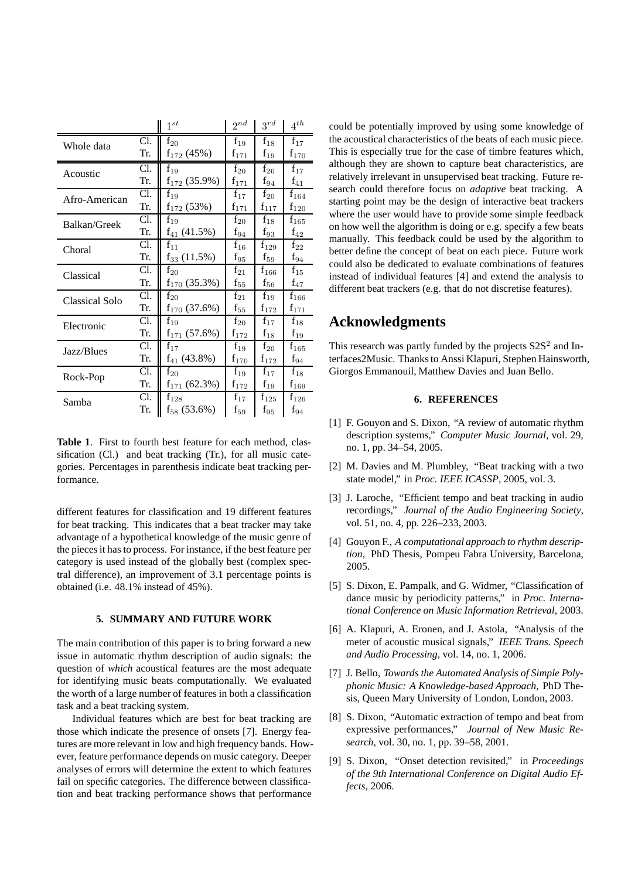| | | $1^{st}$ | $2^{nd}$ | $3^{rd}$ | $4^{th}$ |
|---|---|---|---|---|---|
| Whole data | Cl. | $f_{20}$ | $f_{19}$ | $f_{18}$ | $f_{17}$ |
| | Tr. | $f_{172}$ (45%) | $f_{171}$ | $f_{19}$ | $f_{170}$ |
| Acoustic | Cl. | $f_{19}$ | $f_{20}$ | $f_{26}$ | $f_{17}$ |
| | Tr. | $f_{172}$ (35.9%) | $f_{171}$ | $f_{94}$ | $f_{41}$ |
| Afro-American | Cl. | $f_{19}$ | $f_{17}$ | $f_{20}$ | $f_{164}$ |
| | Tr. | $f_{172}$ (53%) | $f_{171}$ | $f_{117}$ | $f_{120}$ |
| Balkan/Greek | Cl. | $f_{19}$ | $f_{20}$ | $f_{18}$ | $f_{165}$ |
| | Tr. | $f_{41}$ (41.5%) | $f_{94}$ | $f_{93}$ | $f_{42}$ |
| Choral | Cl. | $f_{11}$ | $f_{16}$ | $f_{129}$ | $f_{22}$ |
| | Tr. | $f_{33}$ (11.5%) | $f_{95}$ | $f_{59}$ | $f_{94}$ |
| Classical | Cl. | $f_{20}$ | $f_{21}$ | $f_{166}$ | $f_{15}$ |
| | Tr. | $f_{170}$ (35.3%) | $f_{55}$ | $f_{56}$ | $f_{47}$ |
| Classical Solo | Cl. | $f_{20}$ | $f_{21}$ | $f_{19}$ | $f_{166}$ |
| | Tr. | $f_{170}$ (37.6%) | $f_{55}$ | $f_{172}$ | $f_{171}$ |
| Electronic | Cl. | $f_{19}$ | $f_{20}$ | $f_{17}$ | $f_{18}$ |
| | Tr. | $f_{171}$ (57.6%) | $f_{172}$ | $f_{18}$ | $f_{19}$ |
| Jazz/Blues | Cl. | $f_{17}$ | $f_{19}$ | $f_{20}$ | $f_{165}$ |
| | Tr. | $f_{41}$ (43.8%) | $f_{170}$ | $f_{172}$ | $f_{94}$ |
| Rock-Pop | Cl. | $f_{20}$ | $f_{19}$ | $f_{17}$ | $f_{18}$ |
| | Tr. | $f_{171}$ (62.3%) | $f_{172}$ | $f_{19}$ | $f_{169}$ |
| Samba | Cl. | $f_{128}$ | $f_{17}$ | $f_{125}$ | $f_{126}$ |
| | Tr. | $f_{58}$ (53.6%) | $f_{59}$ | $f_{95}$ | $f_{94}$ |

**Table 1**. First to fourth best feature for each method, classification (Cl.) and beat tracking (Tr.), for all music categories. Percentages in parenthesis indicate beat tracking performance.

different features for classification and 19 different features for beat tracking. This indicates that a beat tracker may take advantage of a hypothetical knowledge of the music genre of the pieces it has to process. For instance, if the best feature per category is used instead of the globally best (complex spectral difference), an improvement of 3.1 percentage points is obtained (i.e. 48.1% instead of 45%).

## 5. SUMMARY AND FUTURE WORK

The main contribution of this paper is to bring forward a new issue in automatic rhythm description of audio signals: the question of *which* acoustical features are the most adequate for identifying music beats computationally. We evaluated the worth of a large number of features in both a classification task and a beat tracking system.

Individual features which are best for beat tracking are those which indicate the presence of onsets [7]. Energy features are more relevant in low and high frequency bands. However, feature performance depends on music category. Deeper analyses of errors will determine the extent to which features fail on specific categories. The difference between classification and beat tracking performance shows that performance could be potentially improved by using some knowledge of the acoustical characteristics of the beats of each music piece. This is especially true for the case of timbre features which, although they are shown to capture beat characteristics, are relatively irrelevant in unsupervised beat tracking. Future research could therefore focus on *adaptive* beat tracking. A starting point may be the design of interactive beat trackers where the user would have to provide some simple feedback on how well the algorithm is doing or e.g. specify a few beats manually. This feedback could be used by the algorithm to better define the concept of beat on each piece. Future work could also be dedicated to evaluate combinations of features instead of individual features [4] and extend the analysis to different beat trackers (e.g. that do not discretise features).

# Acknowledgments

This research was partly funded by the projects $S2S^2$ and Interfaces2Music. Thanks to Anssi Klapuri, Stephen Hainsworth, Giorgos Emmanouil, Matthew Davies and Juan Bello.

## 6. REFERENCES

[1] F. Gouyon and S. Dixon, "A review of automatic rhythm description systems," *Computer Music Journal*, vol. 29, no. 1, pp. 34–54, 2005.

[2] M. Davies and M. Plumbley, "Beat tracking with a two state model," in *Proc. IEEE ICASSP*, 2005, vol. 3.

[3] J. Laroche, "Efficient tempo and beat tracking in audio recordings," *Journal of the Audio Engineering Society*, vol. 51, no. 4, pp. 226–233, 2003.

[4] Gouyon F., *A computational approach to rhythm description*, PhD Thesis, Pompeu Fabra University, Barcelona, 2005.

[5] S. Dixon, E. Pampalk, and G. Widmer, "Classification of dance music by periodicity patterns," in *Proc. International Conference on Music Information Retrieval*, 2003.

[6] A. Klapuri, A. Eronen, and J. Astola, "Analysis of the meter of acoustic musical signals," *IEEE Trans. Speech and Audio Processing*, vol. 14, no. 1, 2006.

[7] J. Bello, *Towards the Automated Analysis of Simple Polyphonic Music: A Knowledge-based Approach*, PhD Thesis, Queen Mary University of London, London, 2003.

[8] S. Dixon, "Automatic extraction of tempo and beat from expressive performances," *Journal of New Music Research*, vol. 30, no. 1, pp. 39–58, 2001.

[9] S. Dixon, "Onset detection revisited," in *Proceedings of the 9th International Conference on Digital Audio Effects*, 2006.